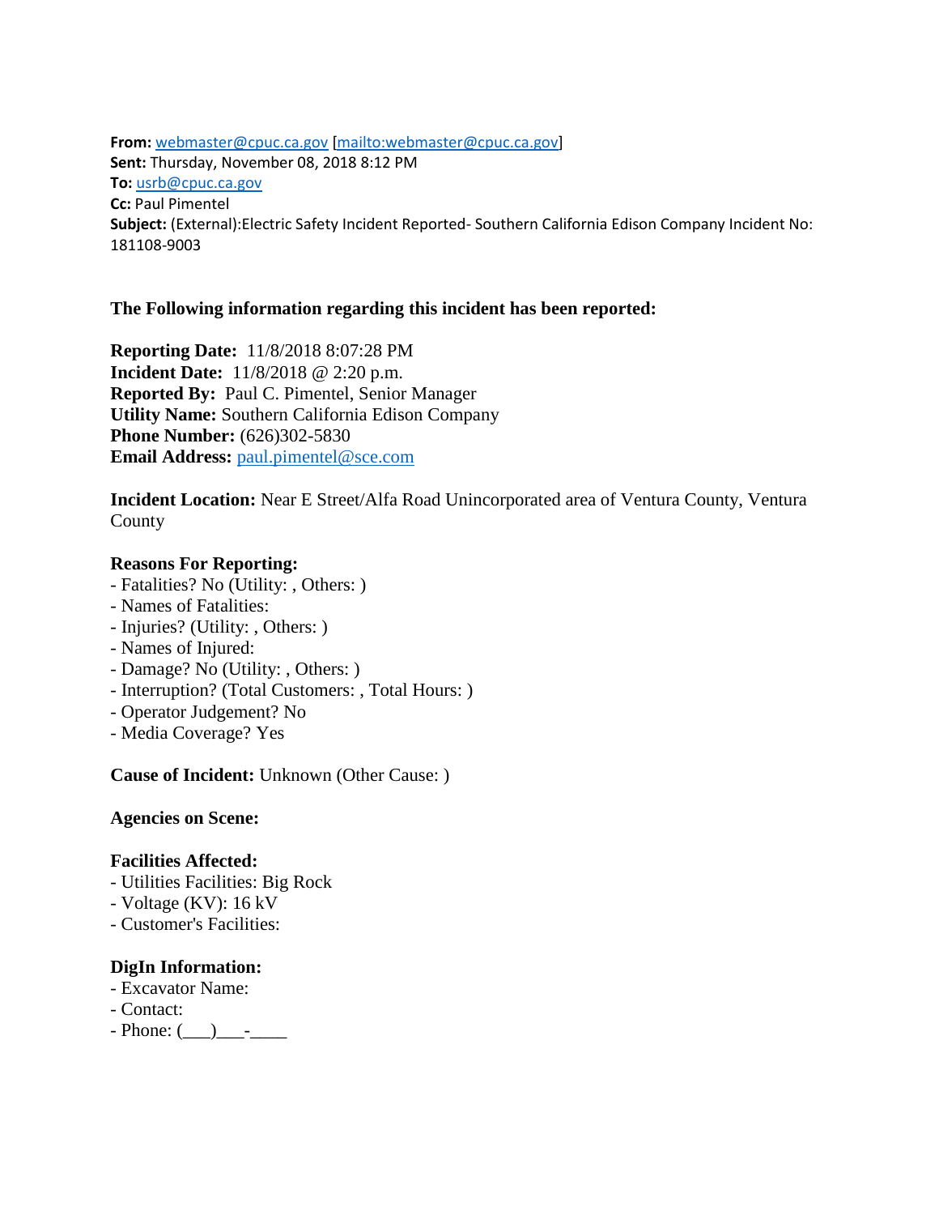**From:** webmaster@cpuc.ca.gov [mailto:webmaster@cpuc.ca.gov]
**Sent:** Thursday, November 08, 2018 8:12 PM
**To:** usrb@cpuc.ca.gov
**Cc:** Paul Pimentel
**Subject:** (External):Electric Safety Incident Reported- Southern California Edison Company Incident No: 181108-9003

**The Following information regarding this incident has been reported:**

**Reporting Date:** 11/8/2018 8:07:28 PM
**Incident Date:** 11/8/2018 @ 2:20 p.m.
**Reported By:** Paul C. Pimentel, Senior Manager
**Utility Name:** Southern California Edison Company
**Phone Number:** (626)302-5830
**Email Address:** paul.pimentel@sce.com

**Incident Location:** Near E Street/Alfa Road Unincorporated area of Ventura County, Ventura County

**Reasons For Reporting:**

- Fatalities? No (Utility: , Others: )
- Names of Fatalities:
- Injuries? (Utility: , Others: )
- Names of Injured:
- Damage? No (Utility: , Others: )
- Interruption? (Total Customers: , Total Hours: )
- Operator Judgement? No
- Media Coverage? Yes

**Cause of Incident:** Unknown (Other Cause: )

**Agencies on Scene:**

**Facilities Affected:**

- Utilities Facilities: Big Rock
- Voltage (KV): 16 kV
- Customer's Facilities:

**DigIn Information:**

- Excavator Name:
- Contact:
- Phone: (___)___-____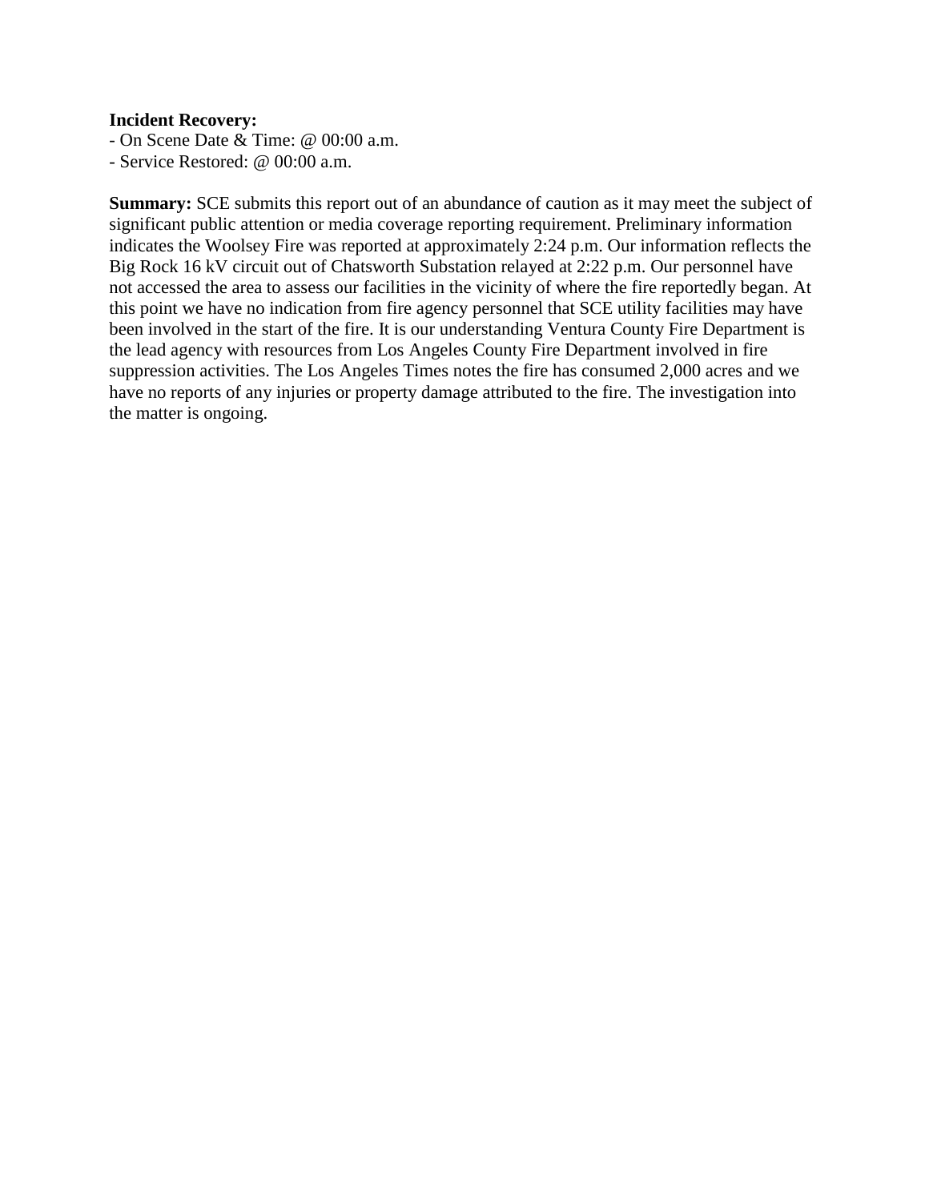**Incident Recovery:**

- On Scene Date & Time: @ 00:00 a.m.
- Service Restored: @ 00:00 a.m.

**Summary:** SCE submits this report out of an abundance of caution as it may meet the subject of significant public attention or media coverage reporting requirement. Preliminary information indicates the Woolsey Fire was reported at approximately 2:24 p.m. Our information reflects the Big Rock 16 kV circuit out of Chatsworth Substation relayed at 2:22 p.m. Our personnel have not accessed the area to assess our facilities in the vicinity of where the fire reportedly began. At this point we have no indication from fire agency personnel that SCE utility facilities may have been involved in the start of the fire. It is our understanding Ventura County Fire Department is the lead agency with resources from Los Angeles County Fire Department involved in fire suppression activities. The Los Angeles Times notes the fire has consumed 2,000 acres and we have no reports of any injuries or property damage attributed to the fire. The investigation into the matter is ongoing.